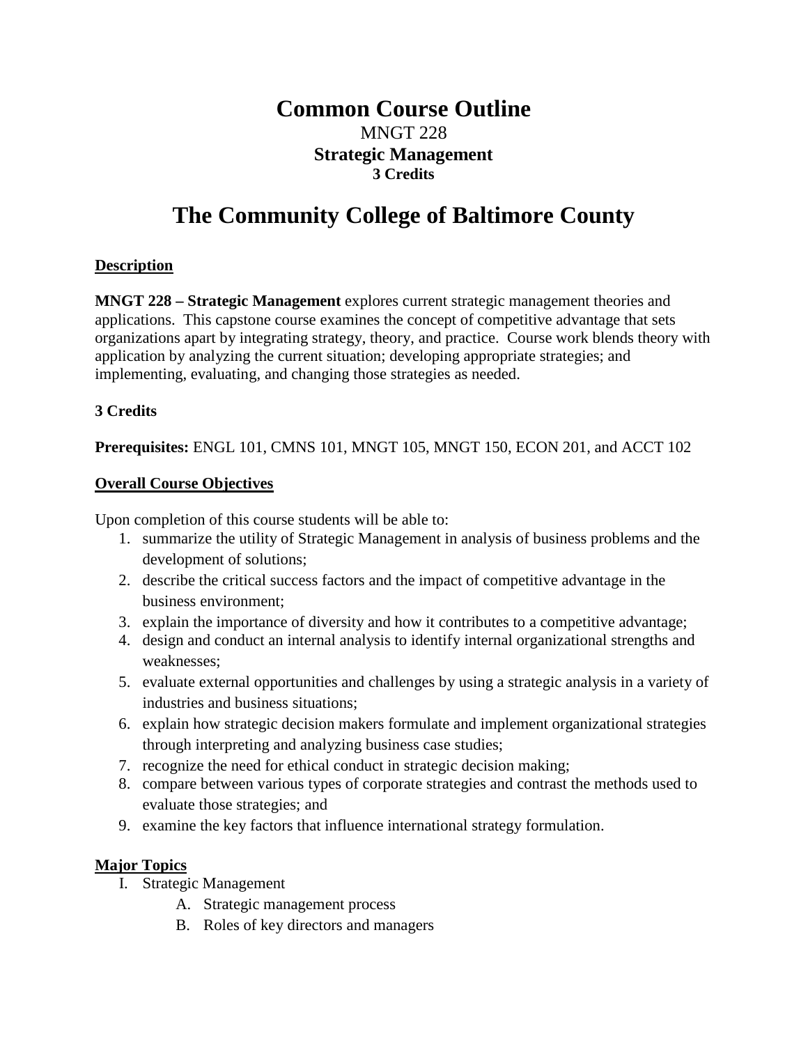# Common Course Outline

MNGT 228

**Strategic Management**

**3 Credits**

# The Community College of Baltimore County

## Description

**MNGT 228 – Strategic Management** explores current strategic management theories and applications. This capstone course examines the concept of competitive advantage that sets organizations apart by integrating strategy, theory, and practice. Course work blends theory with application by analyzing the current situation; developing appropriate strategies; and implementing, evaluating, and changing those strategies as needed.

**3 Credits**

**Prerequisites:** ENGL 101, CMNS 101, MNGT 105, MNGT 150, ECON 201, and ACCT 102

## Overall Course Objectives

Upon completion of this course students will be able to:

1. summarize the utility of Strategic Management in analysis of business problems and the development of solutions;
2. describe the critical success factors and the impact of competitive advantage in the business environment;
3. explain the importance of diversity and how it contributes to a competitive advantage;
4. design and conduct an internal analysis to identify internal organizational strengths and weaknesses;
5. evaluate external opportunities and challenges by using a strategic analysis in a variety of industries and business situations;
6. explain how strategic decision makers formulate and implement organizational strategies through interpreting and analyzing business case studies;
7. recognize the need for ethical conduct in strategic decision making;
8. compare between various types of corporate strategies and contrast the methods used to evaluate those strategies; and
9. examine the key factors that influence international strategy formulation.

## Major Topics

- I. Strategic Management
    - A. Strategic management process
    - B. Roles of key directors and managers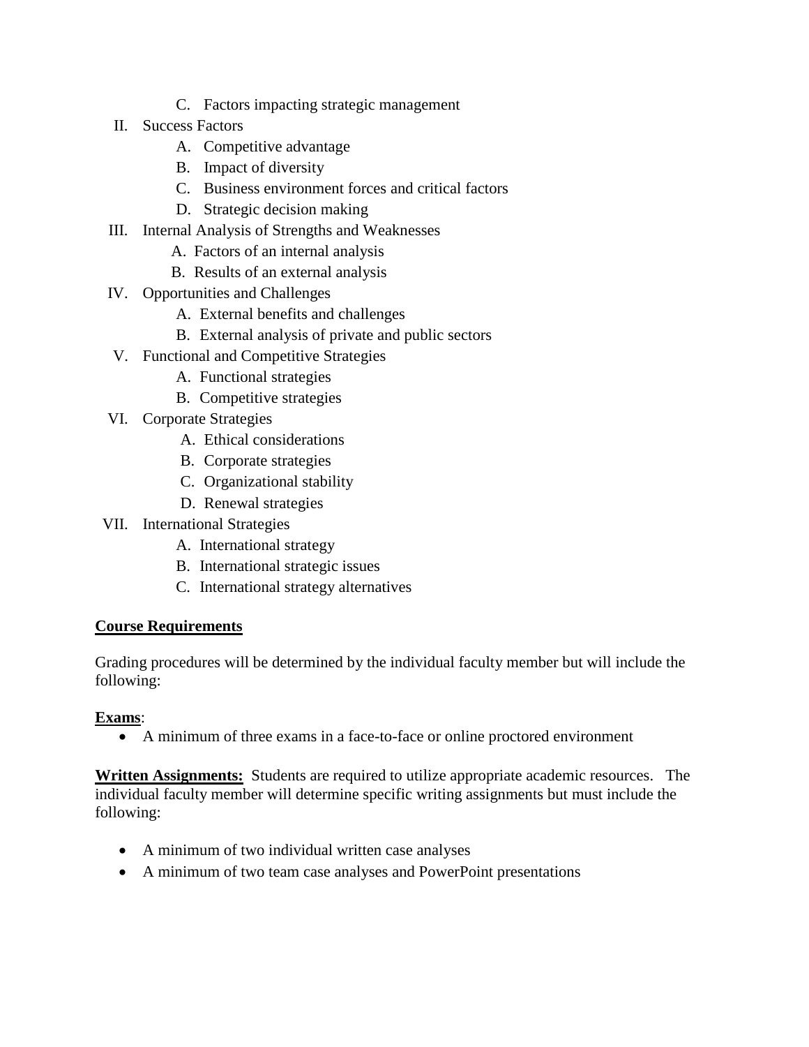C. Factors impacting strategic management

II. Success Factors
   A. Competitive advantage
   B. Impact of diversity
   C. Business environment forces and critical factors
   D. Strategic decision making

III. Internal Analysis of Strengths and Weaknesses
   A. Factors of an internal analysis
   B. Results of an external analysis

IV. Opportunities and Challenges
   A. External benefits and challenges
   B. External analysis of private and public sectors

V. Functional and Competitive Strategies
   A. Functional strategies
   B. Competitive strategies

VI. Corporate Strategies
   A. Ethical considerations
   B. Corporate strategies
   C. Organizational stability
   D. Renewal strategies

VII. International Strategies
   A. International strategy
   B. International strategic issues
   C. International strategy alternatives

**Course Requirements**

Grading procedures will be determined by the individual faculty member but will include the following:

**Exams**:

- A minimum of three exams in a face-to-face or online proctored environment

**Written Assignments:** Students are required to utilize appropriate academic resources. The individual faculty member will determine specific writing assignments but must include the following:

- A minimum of two individual written case analyses
- A minimum of two team case analyses and PowerPoint presentations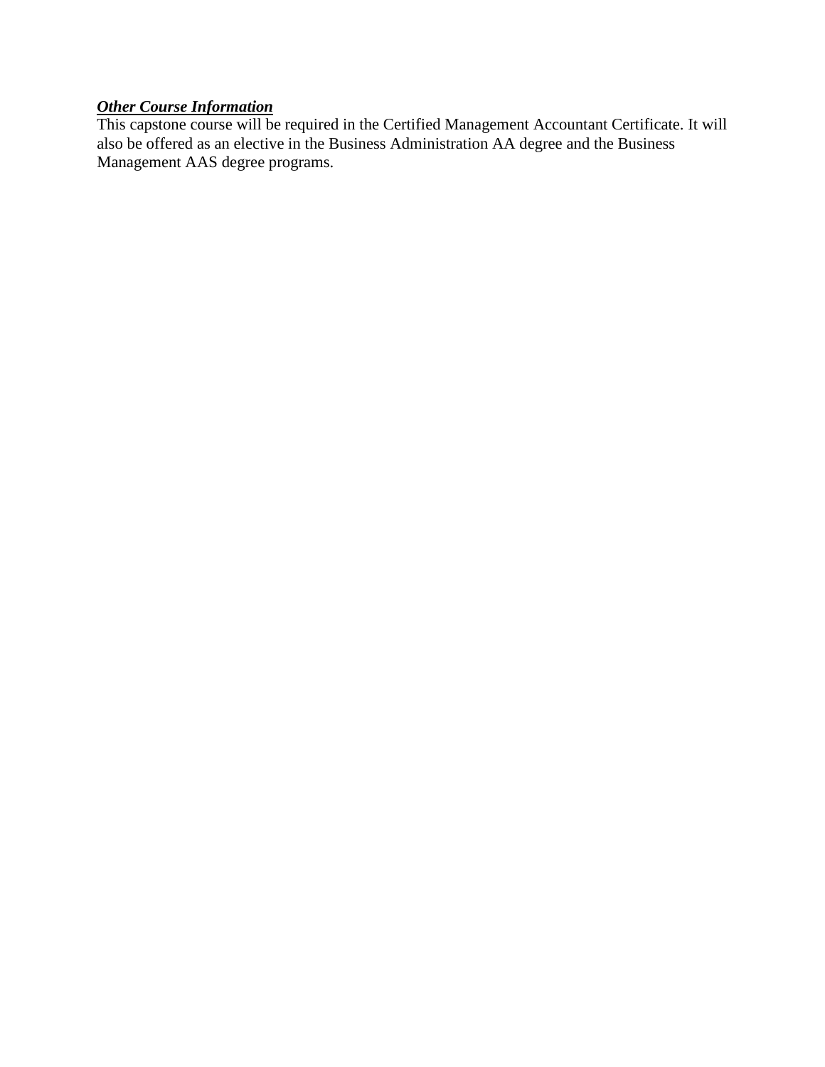***<u>Other Course Information</u>***

This capstone course will be required in the Certified Management Accountant Certificate. It will also be offered as an elective in the Business Administration AA degree and the Business Management AAS degree programs.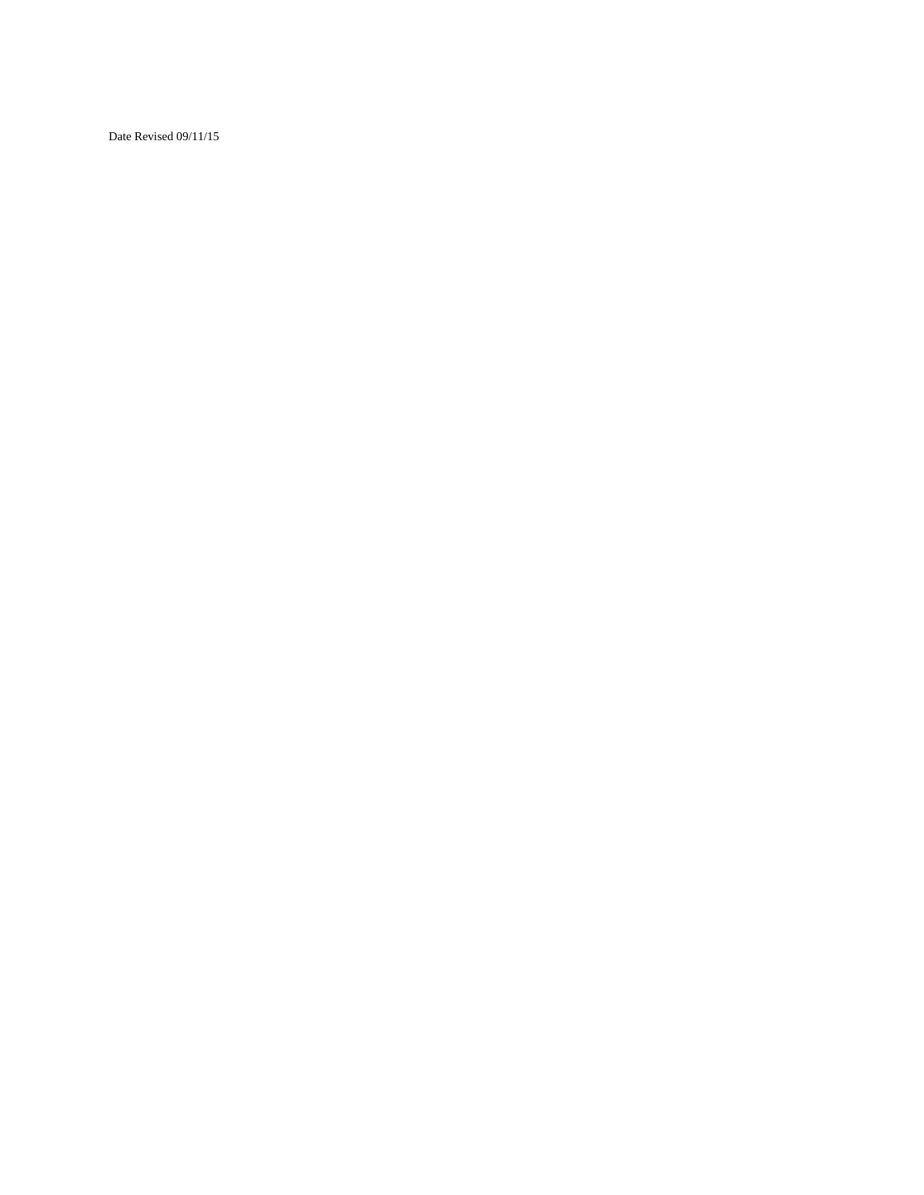Date Revised 09/11/15